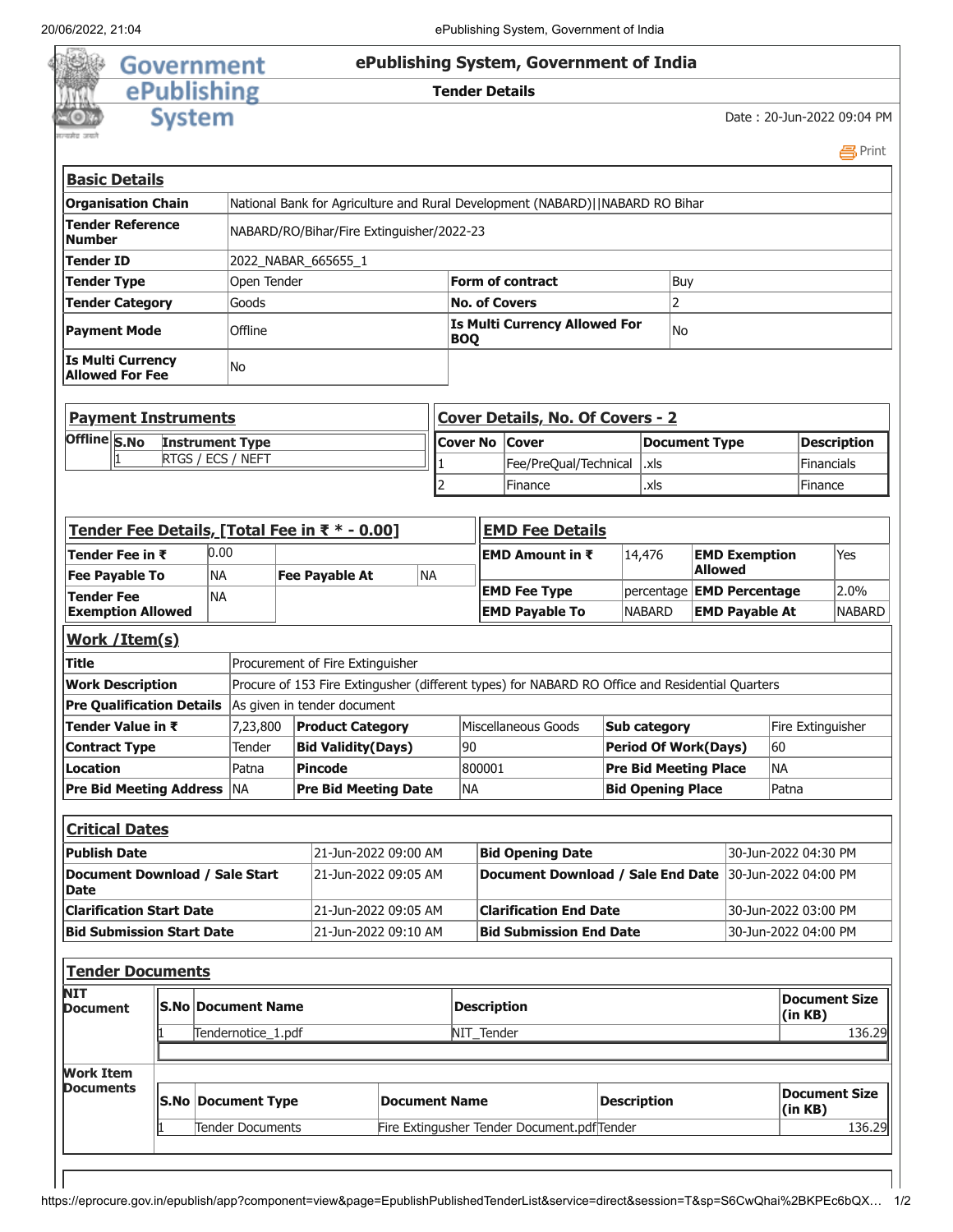# ePublishing System, Government of India

## Tender Details

Date : 20-Jun-2022 09:04 PM

### Basic Details

| | | | |
|---|---|---|---|
| **Organisation Chain** | National Bank for Agriculture and Rural Development (NABARD)\|\|NABARD RO Bihar | | |
| **Tender Reference Number** | NABARD/RO/Bihar/Fire Extinguisher/2022-23 | | |
| **Tender ID** | 2022_NABAR_665655_1 | | |
| **Tender Type** | Open Tender | **Form of contract** | Buy |
| **Tender Category** | Goods | **No. of Covers** | 2 |
| **Payment Mode** | Offline | **Is Multi Currency Allowed For BOQ** | No |
| **Is Multi Currency Allowed For Fee** | No | | |

### Payment Instruments

| | S.No | Instrument Type |
|---|---|---|
| **Offline** | 1 | RTGS / ECS / NEFT |

### Cover Details, No. Of Covers - 2

| Cover No | Cover | Document Type | Description |
|---|---|---|---|
| 1 | Fee/PreQual/Technical | .xls | Financials |
| 2 | Finance | .xls | Finance |

### Tender Fee Details, [Total Fee in ₹ * - 0.00]

| | | | |
|---|---|---|---|
| **Tender Fee in ₹** | 0.00 | | |
| **Fee Payable To** | NA | **Fee Payable At** | NA |
| **Tender Fee Exemption Allowed** | NA | | |

### EMD Fee Details

| | | | |
|---|---|---|---|
| **EMD Amount in ₹** | 14,476 | **EMD Exemption Allowed** | Yes |
| **EMD Fee Type** | percentage | **EMD Percentage** | 2.0% |
| **EMD Payable To** | NABARD | **EMD Payable At** | NABARD |

### Work /Item(s)

| | | | | | |
|---|---|---|---|---|---|
| **Title** | Procurement of Fire Extinguisher | | | | |
| **Work Description** | Procure of 153 Fire Extingusher (different types) for NABARD RO Office and Residential Quarters | | | | |
| **Pre Qualification Details** | As given in tender document | | | | |
| **Tender Value in ₹** | 7,23,800 | **Product Category** | Miscellaneous Goods | **Sub category** | Fire Extinguisher |
| **Contract Type** | Tender | **Bid Validity(Days)** | 90 | **Period Of Work(Days)** | 60 |
| **Location** | Patna | **Pincode** | 800001 | **Pre Bid Meeting Place** | NA |
| **Pre Bid Meeting Address** | NA | **Pre Bid Meeting Date** | NA | **Bid Opening Place** | Patna |

### Critical Dates

| | | | |
|---|---|---|---|
| **Publish Date** | 21-Jun-2022 09:00 AM | **Bid Opening Date** | 30-Jun-2022 04:30 PM |
| **Document Download / Sale Start Date** | 21-Jun-2022 09:05 AM | **Document Download / Sale End Date** | 30-Jun-2022 04:00 PM |
| **Clarification Start Date** | 21-Jun-2022 09:05 AM | **Clarification End Date** | 30-Jun-2022 03:00 PM |
| **Bid Submission Start Date** | 21-Jun-2022 09:10 AM | **Bid Submission End Date** | 30-Jun-2022 04:00 PM |

### Tender Documents

**NIT Document**

| S.No | Document Name | Description | Document Size (in KB) |
|---|---|---|---|
| 1 | Tendernotice_1.pdf | NIT_Tender | 136.29 |

**Work Item Documents**

| S.No | Document Type | Document Name | Description | Document Size (in KB) |
|---|---|---|---|---|
| 1 | Tender Documents | Fire Extingusher Tender Document.pdf | Tender | 136.29 |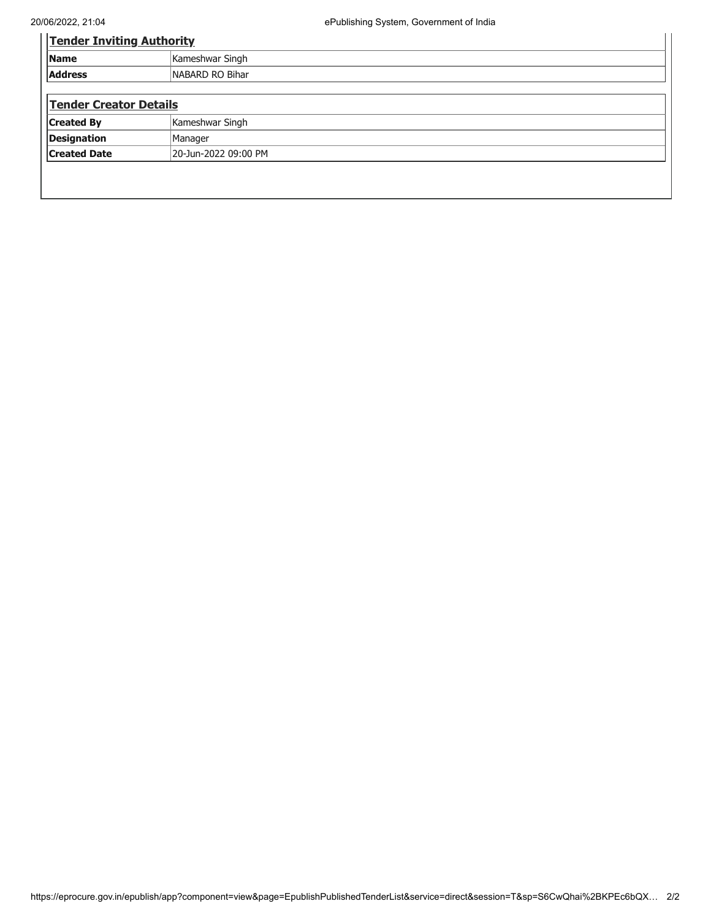## Tender Inviting Authority

| Name | Kameshwar Singh |
|---|---|
| Address | NABARD RO Bihar |

## Tender Creator Details

| Created By | Kameshwar Singh |
|---|---|
| Designation | Manager |
| Created Date | 20-Jun-2022 09:00 PM |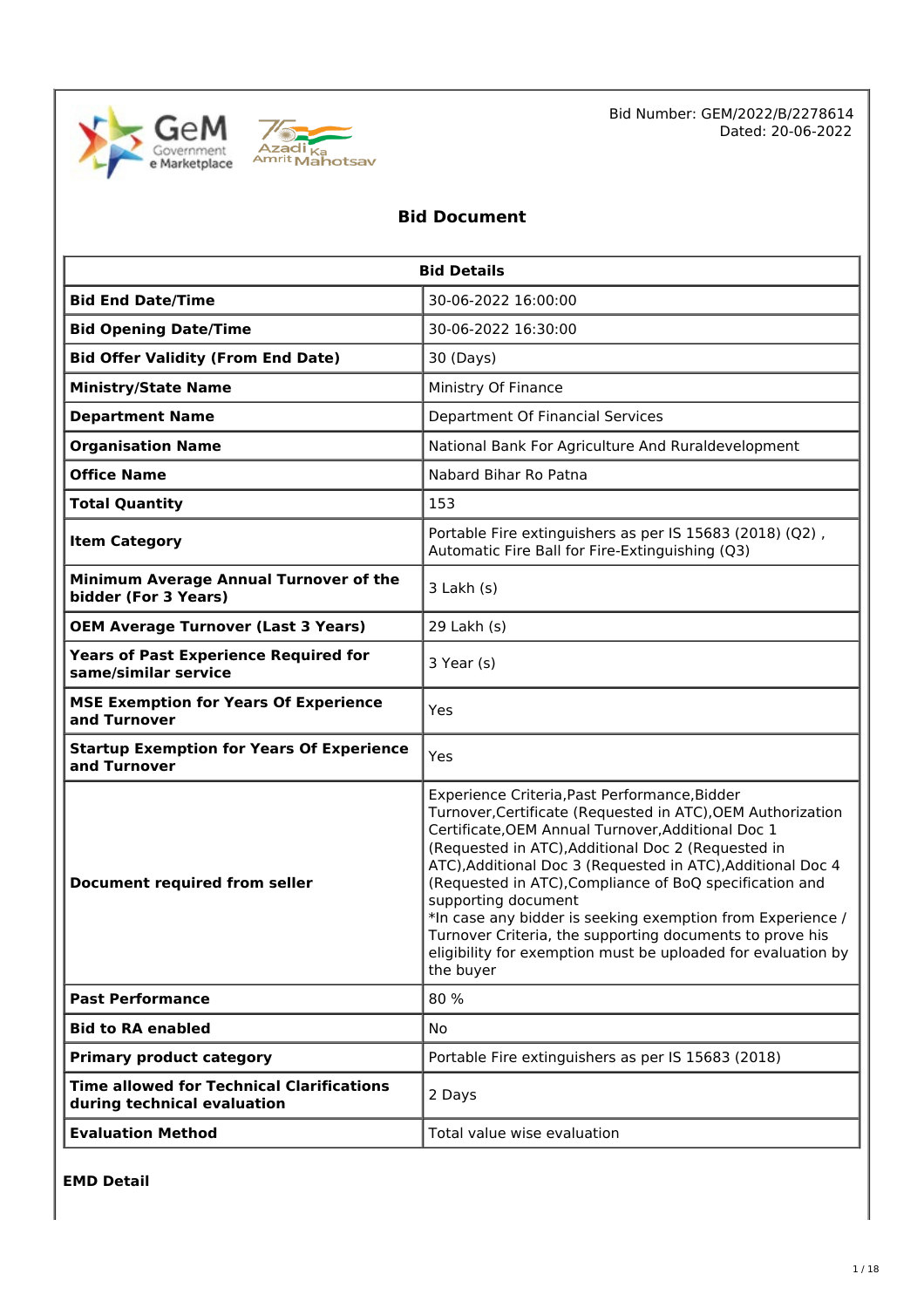Bid Number: GEM/2022/B/2278614
Dated: 20-06-2022

# Bid Document

| Bid Details | |
|---|---|
| **Bid End Date/Time** | 30-06-2022 16:00:00 |
| **Bid Opening Date/Time** | 30-06-2022 16:30:00 |
| **Bid Offer Validity (From End Date)** | 30 (Days) |
| **Ministry/State Name** | Ministry Of Finance |
| **Department Name** | Department Of Financial Services |
| **Organisation Name** | National Bank For Agriculture And Ruraldevelopment |
| **Office Name** | Nabard Bihar Ro Patna |
| **Total Quantity** | 153 |
| **Item Category** | Portable Fire extinguishers as per IS 15683 (2018) (Q2) , Automatic Fire Ball for Fire-Extinguishing (Q3) |
| **Minimum Average Annual Turnover of the bidder (For 3 Years)** | 3 Lakh (s) |
| **OEM Average Turnover (Last 3 Years)** | 29 Lakh (s) |
| **Years of Past Experience Required for same/similar service** | 3 Year (s) |
| **MSE Exemption for Years Of Experience and Turnover** | Yes |
| **Startup Exemption for Years Of Experience and Turnover** | Yes |
| **Document required from seller** | Experience Criteria,Past Performance,Bidder Turnover,Certificate (Requested in ATC),OEM Authorization Certificate,OEM Annual Turnover,Additional Doc 1 (Requested in ATC),Additional Doc 2 (Requested in ATC),Additional Doc 3 (Requested in ATC),Additional Doc 4 (Requested in ATC),Compliance of BoQ specification and supporting document<br>*In case any bidder is seeking exemption from Experience / Turnover Criteria, the supporting documents to prove his eligibility for exemption must be uploaded for evaluation by the buyer |
| **Past Performance** | 80 % |
| **Bid to RA enabled** | No |
| **Primary product category** | Portable Fire extinguishers as per IS 15683 (2018) |
| **Time allowed for Technical Clarifications during technical evaluation** | 2 Days |
| **Evaluation Method** | Total value wise evaluation |

**EMD Detail**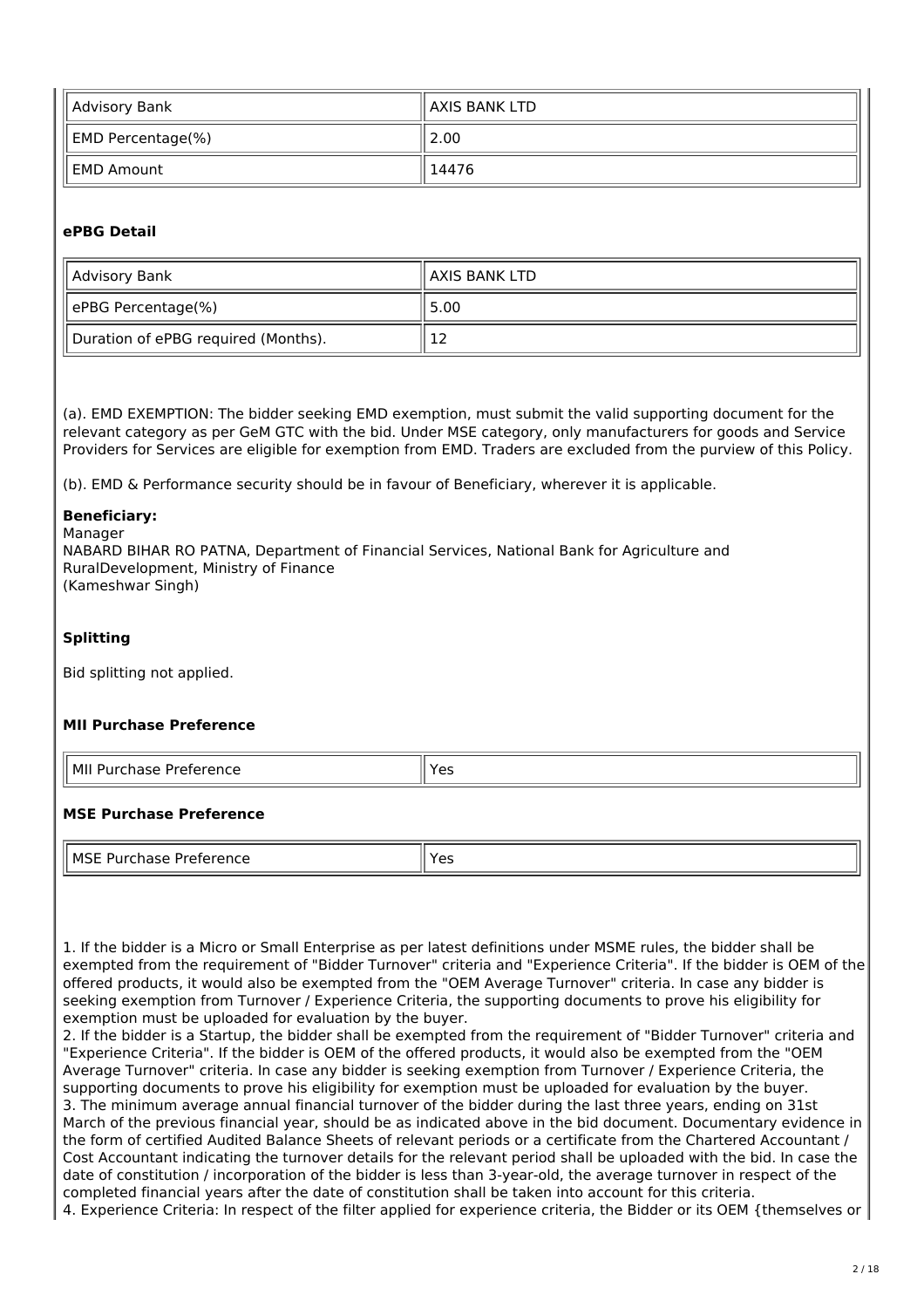| Advisory Bank | AXIS BANK LTD |
|---|---|
| EMD Percentage(%) | 2.00 |
| EMD Amount | 14476 |

### ePBG Detail

| Advisory Bank | AXIS BANK LTD |
|---|---|
| ePBG Percentage(%) | 5.00 |
| Duration of ePBG required (Months). | 12 |

(a). EMD EXEMPTION: The bidder seeking EMD exemption, must submit the valid supporting document for the relevant category as per GeM GTC with the bid. Under MSE category, only manufacturers for goods and Service Providers for Services are eligible for exemption from EMD. Traders are excluded from the purview of this Policy.

(b). EMD & Performance security should be in favour of Beneficiary, wherever it is applicable.

**Beneficiary:**
Manager
NABARD BIHAR RO PATNA, Department of Financial Services, National Bank for Agriculture and RuralDevelopment, Ministry of Finance
(Kameshwar Singh)

### Splitting

Bid splitting not applied.

### MII Purchase Preference

| MII Purchase Preference | Yes |
|---|---|

### MSE Purchase Preference

| MSE Purchase Preference | Yes |
|---|---|

1. If the bidder is a Micro or Small Enterprise as per latest definitions under MSME rules, the bidder shall be exempted from the requirement of "Bidder Turnover" criteria and "Experience Criteria". If the bidder is OEM of the offered products, it would also be exempted from the "OEM Average Turnover" criteria. In case any bidder is seeking exemption from Turnover / Experience Criteria, the supporting documents to prove his eligibility for exemption must be uploaded for evaluation by the buyer.
2. If the bidder is a Startup, the bidder shall be exempted from the requirement of "Bidder Turnover" criteria and "Experience Criteria". If the bidder is OEM of the offered products, it would also be exempted from the "OEM Average Turnover" criteria. In case any bidder is seeking exemption from Turnover / Experience Criteria, the supporting documents to prove his eligibility for exemption must be uploaded for evaluation by the buyer.
3. The minimum average annual financial turnover of the bidder during the last three years, ending on 31st March of the previous financial year, should be as indicated above in the bid document. Documentary evidence in the form of certified Audited Balance Sheets of relevant periods or a certificate from the Chartered Accountant / Cost Accountant indicating the turnover details for the relevant period shall be uploaded with the bid. In case the date of constitution / incorporation of the bidder is less than 3-year-old, the average turnover in respect of the completed financial years after the date of constitution shall be taken into account for this criteria.
4. Experience Criteria: In respect of the filter applied for experience criteria, the Bidder or its OEM {themselves or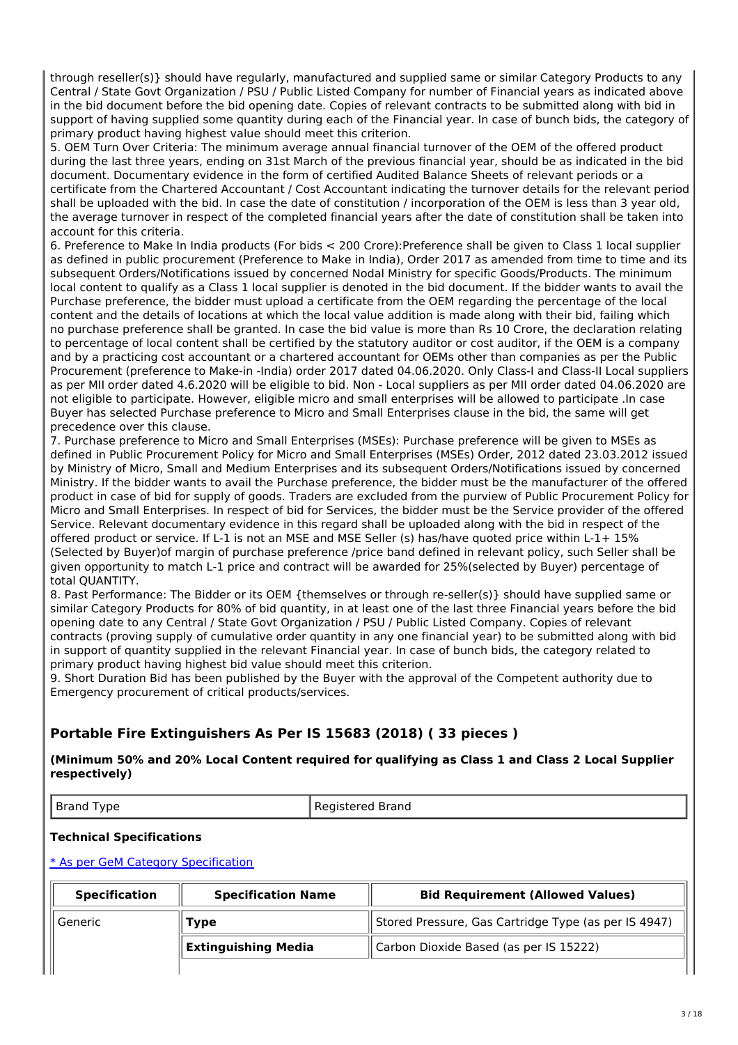through reseller(s)} should have regularly, manufactured and supplied same or similar Category Products to any Central / State Govt Organization / PSU / Public Listed Company for number of Financial years as indicated above in the bid document before the bid opening date. Copies of relevant contracts to be submitted along with bid in support of having supplied some quantity during each of the Financial year. In case of bunch bids, the category of primary product having highest value should meet this criterion.

5. OEM Turn Over Criteria: The minimum average annual financial turnover of the OEM of the offered product during the last three years, ending on 31st March of the previous financial year, should be as indicated in the bid document. Documentary evidence in the form of certified Audited Balance Sheets of relevant periods or a certificate from the Chartered Accountant / Cost Accountant indicating the turnover details for the relevant period shall be uploaded with the bid. In case the date of constitution / incorporation of the OEM is less than 3 year old, the average turnover in respect of the completed financial years after the date of constitution shall be taken into account for this criteria.

6. Preference to Make In India products (For bids < 200 Crore):Preference shall be given to Class 1 local supplier as defined in public procurement (Preference to Make in India), Order 2017 as amended from time to time and its subsequent Orders/Notifications issued by concerned Nodal Ministry for specific Goods/Products. The minimum local content to qualify as a Class 1 local supplier is denoted in the bid document. If the bidder wants to avail the Purchase preference, the bidder must upload a certificate from the OEM regarding the percentage of the local content and the details of locations at which the local value addition is made along with their bid, failing which no purchase preference shall be granted. In case the bid value is more than Rs 10 Crore, the declaration relating to percentage of local content shall be certified by the statutory auditor or cost auditor, if the OEM is a company and by a practicing cost accountant or a chartered accountant for OEMs other than companies as per the Public Procurement (preference to Make-in -India) order 2017 dated 04.06.2020. Only Class-I and Class-II Local suppliers as per MII order dated 4.6.2020 will be eligible to bid. Non - Local suppliers as per MII order dated 04.06.2020 are not eligible to participate. However, eligible micro and small enterprises will be allowed to participate .In case Buyer has selected Purchase preference to Micro and Small Enterprises clause in the bid, the same will get precedence over this clause.

7. Purchase preference to Micro and Small Enterprises (MSEs): Purchase preference will be given to MSEs as defined in Public Procurement Policy for Micro and Small Enterprises (MSEs) Order, 2012 dated 23.03.2012 issued by Ministry of Micro, Small and Medium Enterprises and its subsequent Orders/Notifications issued by concerned Ministry. If the bidder wants to avail the Purchase preference, the bidder must be the manufacturer of the offered product in case of bid for supply of goods. Traders are excluded from the purview of Public Procurement Policy for Micro and Small Enterprises. In respect of bid for Services, the bidder must be the Service provider of the offered Service. Relevant documentary evidence in this regard shall be uploaded along with the bid in respect of the offered product or service. If L-1 is not an MSE and MSE Seller (s) has/have quoted price within L-1+ 15% (Selected by Buyer)of margin of purchase preference /price band defined in relevant policy, such Seller shall be given opportunity to match L-1 price and contract will be awarded for 25%(selected by Buyer) percentage of total QUANTITY.

8. Past Performance: The Bidder or its OEM {themselves or through re-seller(s)} should have supplied same or similar Category Products for 80% of bid quantity, in at least one of the last three Financial years before the bid opening date to any Central / State Govt Organization / PSU / Public Listed Company. Copies of relevant contracts (proving supply of cumulative order quantity in any one financial year) to be submitted along with bid in support of quantity supplied in the relevant Financial year. In case of bunch bids, the category related to primary product having highest bid value should meet this criterion.

9. Short Duration Bid has been published by the Buyer with the approval of the Competent authority due to Emergency procurement of critical products/services.

## Portable Fire Extinguishers As Per IS 15683 (2018) ( 33 pieces )

**(Minimum 50% and 20% Local Content required for qualifying as Class 1 and Class 2 Local Supplier respectively)**

| Brand Type | Registered Brand |
|---|---|

### Technical Specifications

[* As per GeM Category Specification]

| Specification | Specification Name | Bid Requirement (Allowed Values) |
|---|---|---|
| Generic | **Type** | Stored Pressure, Gas Cartridge Type (as per IS 4947) |
| | **Extinguishing Media** | Carbon Dioxide Based (as per IS 15222) |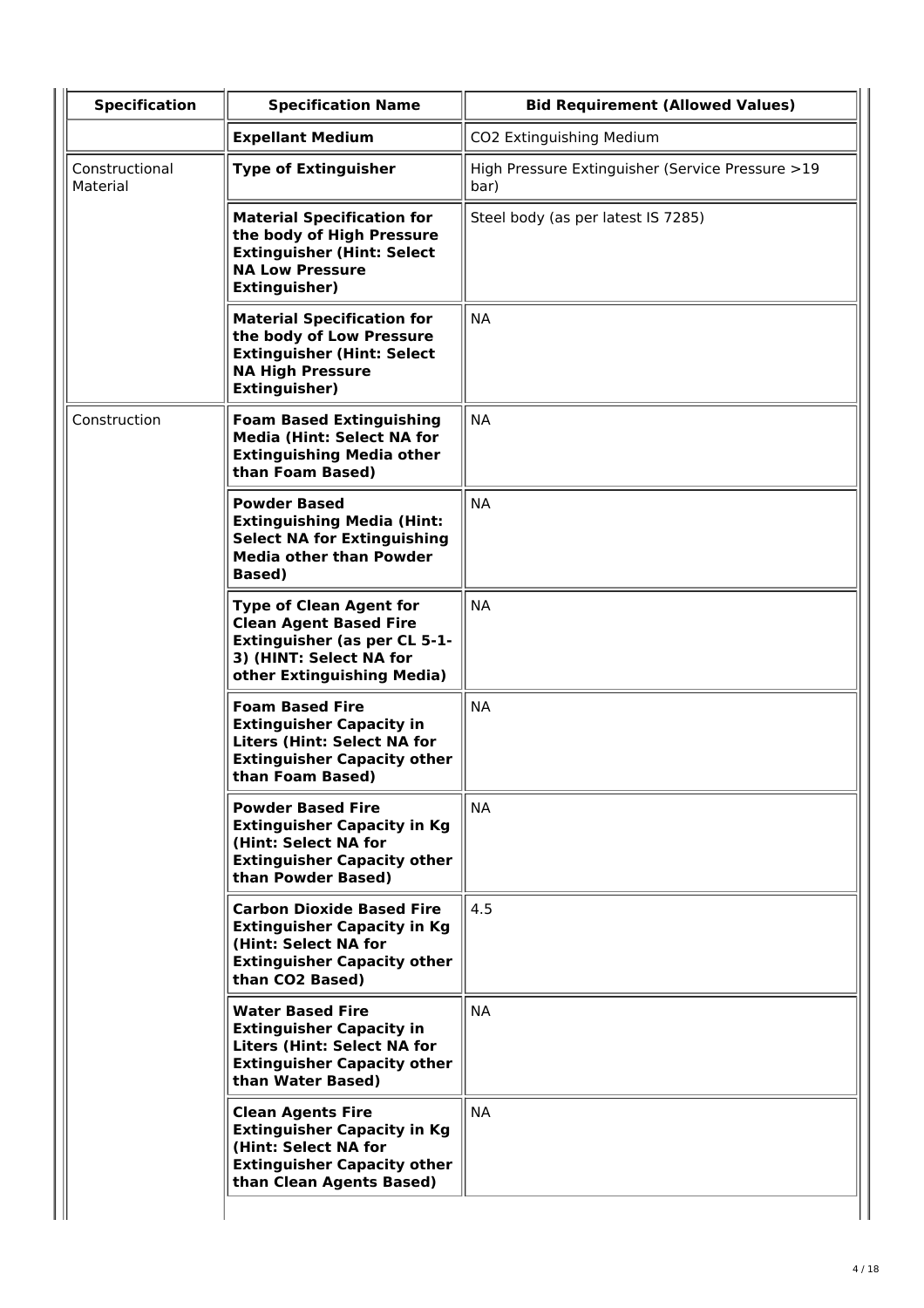| Specification | Specification Name | Bid Requirement (Allowed Values) |
|---|---|---|
| | **Expellant Medium** | $CO_2$ Extinguishing Medium |
| Constructional Material | **Type of Extinguisher** | High Pressure Extinguisher (Service Pressure >19 bar) |
| | **Material Specification for the body of High Pressure Extinguisher (Hint: Select NA Low Pressure Extinguisher)** | Steel body (as per latest IS 7285) |
| | **Material Specification for the body of Low Pressure Extinguisher (Hint: Select NA High Pressure Extinguisher)** | NA |
| Construction | **Foam Based Extinguishing Media (Hint: Select NA for Extinguishing Media other than Foam Based)** | NA |
| | **Powder Based Extinguishing Media (Hint: Select NA for Extinguishing Media other than Powder Based)** | NA |
| | **Type of Clean Agent for Clean Agent Based Fire Extinguisher (as per CL 5-1-3) (HINT: Select NA for other Extinguishing Media)** | NA |
| | **Foam Based Fire Extinguisher Capacity in Liters (Hint: Select NA for Extinguisher Capacity other than Foam Based)** | NA |
| | **Powder Based Fire Extinguisher Capacity in Kg (Hint: Select NA for Extinguisher Capacity other than Powder Based)** | NA |
| | **Carbon Dioxide Based Fire Extinguisher Capacity in Kg (Hint: Select NA for Extinguisher Capacity other than $CO_2$ Based)** | 4.5 |
| | **Water Based Fire Extinguisher Capacity in Liters (Hint: Select NA for Extinguisher Capacity other than Water Based)** | NA |
| | **Clean Agents Fire Extinguisher Capacity in Kg (Hint: Select NA for Extinguisher Capacity other than Clean Agents Based)** | NA |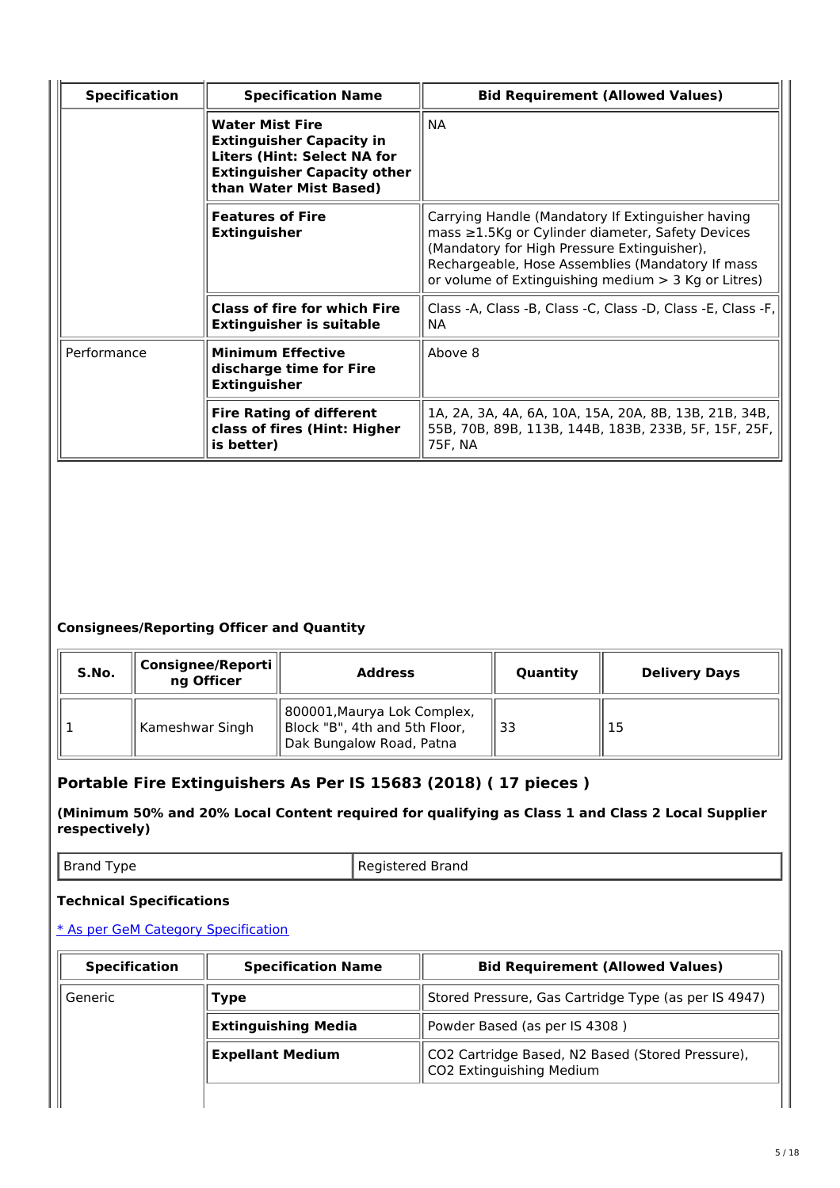| Specification | Specification Name | Bid Requirement (Allowed Values) |
|---|---|---|
| | **Water Mist Fire Extinguisher Capacity in Liters (Hint: Select NA for Extinguisher Capacity other than Water Mist Based)** | NA |
| | **Features of Fire Extinguisher** | Carrying Handle (Mandatory If Extinguisher having mass ≥1.5Kg or Cylinder diameter, Safety Devices (Mandatory for High Pressure Extinguisher), Rechargeable, Hose Assemblies (Mandatory If mass or volume of Extinguishing medium > 3 Kg or Litres) |
| | **Class of fire for which Fire Extinguisher is suitable** | Class -A, Class -B, Class -C, Class -D, Class -E, Class -F, NA |
| Performance | **Minimum Effective discharge time for Fire Extinguisher** | Above 8 |
| | **Fire Rating of different class of fires (Hint: Higher is better)** | 1A, 2A, 3A, 4A, 6A, 10A, 15A, 20A, 8B, 13B, 21B, 34B, 55B, 70B, 89B, 113B, 144B, 183B, 233B, 5F, 15F, 25F, 75F, NA |

**Consignees/Reporting Officer and Quantity**

| S.No. | Consignee/Reporting Officer | Address | Quantity | Delivery Days |
|---|---|---|---|---|
| 1 | Kameshwar Singh | 800001,Maurya Lok Complex, Block "B", 4th and 5th Floor, Dak Bungalow Road, Patna | 33 | 15 |

## Portable Fire Extinguishers As Per IS 15683 (2018) ( 17 pieces )

**(Minimum 50% and 20% Local Content required for qualifying as Class 1 and Class 2 Local Supplier respectively)**

| Brand Type | Registered Brand |
|---|---|

**Technical Specifications**

[* As per GeM Category Specification]

| Specification | Specification Name | Bid Requirement (Allowed Values) |
|---|---|---|
| Generic | **Type** | Stored Pressure, Gas Cartridge Type (as per IS 4947) |
| | **Extinguishing Media** | Powder Based (as per IS 4308 ) |
| | **Expellant Medium** | $CO_2$ Cartridge Based, $N_2$ Based (Stored Pressure), $CO_2$ Extinguishing Medium |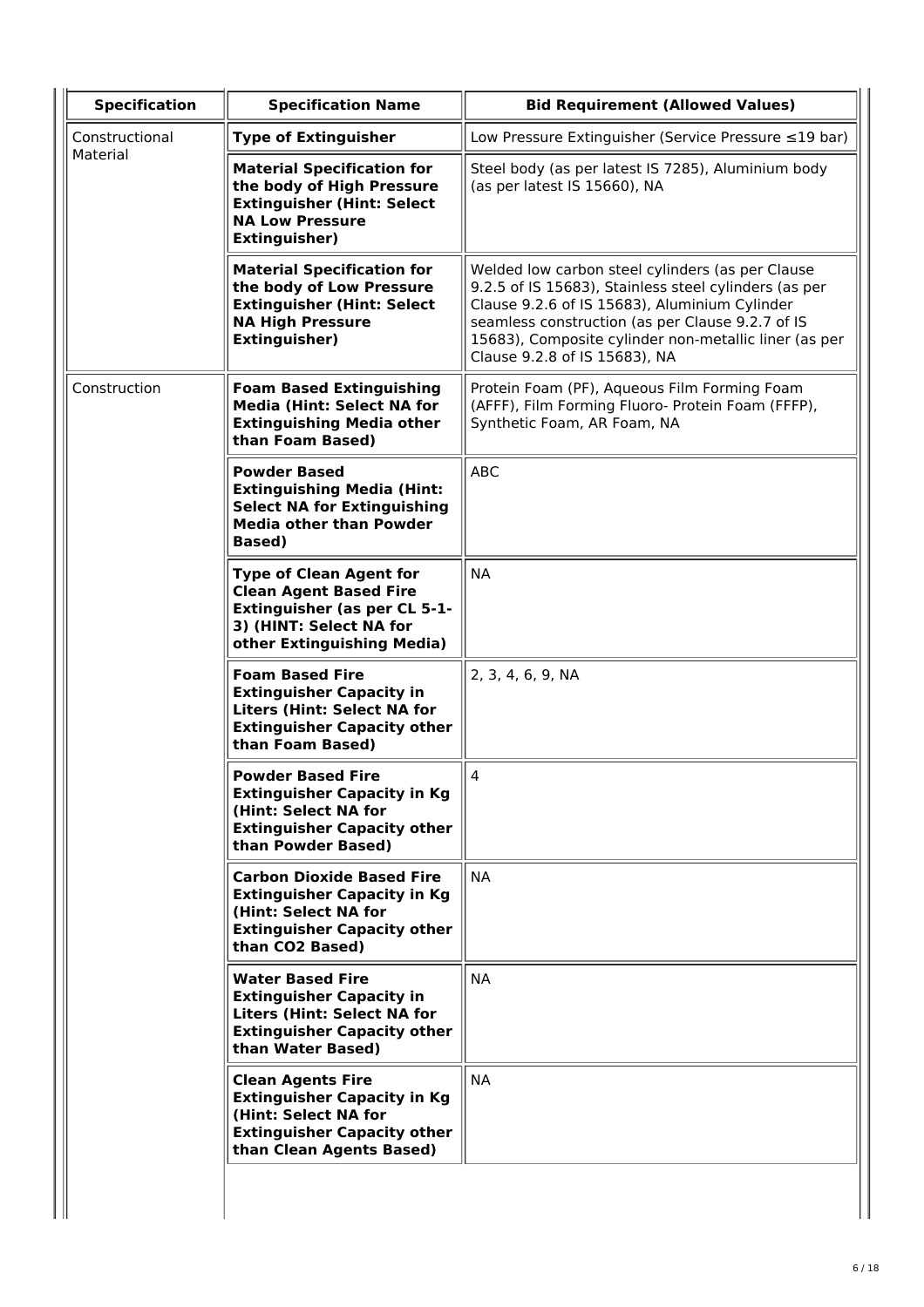| Specification | Specification Name | Bid Requirement (Allowed Values) |
|---|---|---|
| Constructional Material | **Type of Extinguisher** | Low Pressure Extinguisher (Service Pressure ≤19 bar) |
| | **Material Specification for the body of High Pressure Extinguisher (Hint: Select NA Low Pressure Extinguisher)** | Steel body (as per latest IS 7285), Aluminium body (as per latest IS 15660), NA |
| | **Material Specification for the body of Low Pressure Extinguisher (Hint: Select NA High Pressure Extinguisher)** | Welded low carbon steel cylinders (as per Clause 9.2.5 of IS 15683), Stainless steel cylinders (as per Clause 9.2.6 of IS 15683), Aluminium Cylinder seamless construction (as per Clause 9.2.7 of IS 15683), Composite cylinder non-metallic liner (as per Clause 9.2.8 of IS 15683), NA |
| Construction | **Foam Based Extinguishing Media (Hint: Select NA for Extinguishing Media other than Foam Based)** | Protein Foam (PF), Aqueous Film Forming Foam (AFFF), Film Forming Fluoro- Protein Foam (FFFP), Synthetic Foam, AR Foam, NA |
| | **Powder Based Extinguishing Media (Hint: Select NA for Extinguishing Media other than Powder Based)** | ABC |
| | **Type of Clean Agent for Clean Agent Based Fire Extinguisher (as per CL 5-1-3) (HINT: Select NA for other Extinguishing Media)** | NA |
| | **Foam Based Fire Extinguisher Capacity in Liters (Hint: Select NA for Extinguisher Capacity other than Foam Based)** | 2, 3, 4, 6, 9, NA |
| | **Powder Based Fire Extinguisher Capacity in Kg (Hint: Select NA for Extinguisher Capacity other than Powder Based)** | 4 |
| | **Carbon Dioxide Based Fire Extinguisher Capacity in Kg (Hint: Select NA for Extinguisher Capacity other than CO2 Based)** | NA |
| | **Water Based Fire Extinguisher Capacity in Liters (Hint: Select NA for Extinguisher Capacity other than Water Based)** | NA |
| | **Clean Agents Fire Extinguisher Capacity in Kg (Hint: Select NA for Extinguisher Capacity other than Clean Agents Based)** | NA |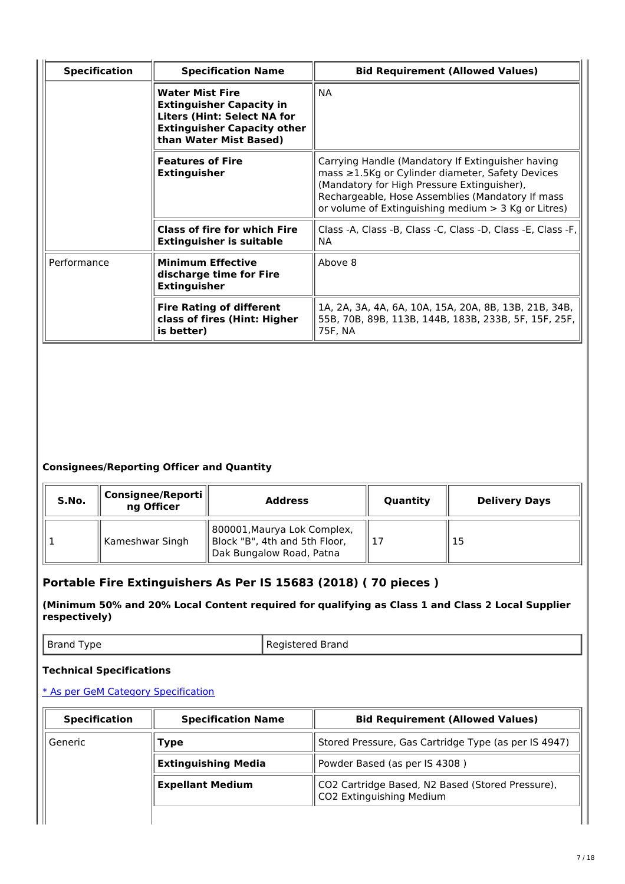| Specification | Specification Name | Bid Requirement (Allowed Values) |
|---|---|---|
| | **Water Mist Fire Extinguisher Capacity in Liters (Hint: Select NA for Extinguisher Capacity other than Water Mist Based)** | NA |
| | **Features of Fire Extinguisher** | Carrying Handle (Mandatory If Extinguisher having mass ≥1.5Kg or Cylinder diameter, Safety Devices (Mandatory for High Pressure Extinguisher), Rechargeable, Hose Assemblies (Mandatory If mass or volume of Extinguishing medium > 3 Kg or Litres) |
| | **Class of fire for which Fire Extinguisher is suitable** | Class -A, Class -B, Class -C, Class -D, Class -E, Class -F, NA |
| Performance | **Minimum Effective discharge time for Fire Extinguisher** | Above 8 |
| | **Fire Rating of different class of fires (Hint: Higher is better)** | 1A, 2A, 3A, 4A, 6A, 10A, 15A, 20A, 8B, 13B, 21B, 34B, 55B, 70B, 89B, 113B, 144B, 183B, 233B, 5F, 15F, 25F, 75F, NA |

**Consignees/Reporting Officer and Quantity**

| S.No. | Consignee/Reporting Officer | Address | Quantity | Delivery Days |
|---|---|---|---|---|
| 1 | Kameshwar Singh | 800001,Maurya Lok Complex, Block "B", 4th and 5th Floor, Dak Bungalow Road, Patna | 17 | 15 |

## Portable Fire Extinguishers As Per IS 15683 (2018) ( 70 pieces )

**(Minimum 50% and 20% Local Content required for qualifying as Class 1 and Class 2 Local Supplier respectively)**

| Brand Type | Registered Brand |
|---|---|

**Technical Specifications**

* As per GeM Category Specification

| Specification | Specification Name | Bid Requirement (Allowed Values) |
|---|---|---|
| Generic | **Type** | Stored Pressure, Gas Cartridge Type (as per IS 4947) |
| | **Extinguishing Media** | Powder Based (as per IS 4308 ) |
| | **Expellant Medium** | CO2 Cartridge Based, N2 Based (Stored Pressure), CO2 Extinguishing Medium |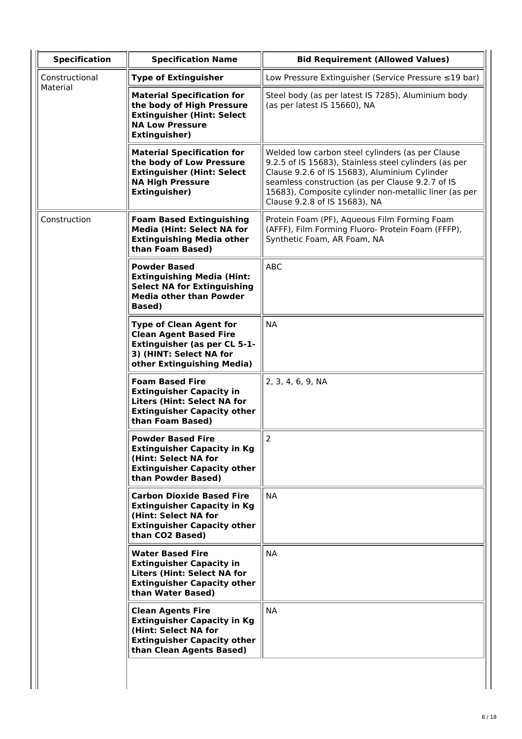| Specification | Specification Name | Bid Requirement (Allowed Values) |
| --- | --- | --- |
| Constructional Material | **Type of Extinguisher** | Low Pressure Extinguisher (Service Pressure ≤19 bar) |
| | **Material Specification for the body of High Pressure Extinguisher (Hint: Select NA Low Pressure Extinguisher)** | Steel body (as per latest IS 7285), Aluminium body (as per latest IS 15660), NA |
| | **Material Specification for the body of Low Pressure Extinguisher (Hint: Select NA High Pressure Extinguisher)** | Welded low carbon steel cylinders (as per Clause 9.2.5 of IS 15683), Stainless steel cylinders (as per Clause 9.2.6 of IS 15683), Aluminium Cylinder seamless construction (as per Clause 9.2.7 of IS 15683), Composite cylinder non-metallic liner (as per Clause 9.2.8 of IS 15683), NA |
| Construction | **Foam Based Extinguishing Media (Hint: Select NA for Extinguishing Media other than Foam Based)** | Protein Foam (PF), Aqueous Film Forming Foam (AFFF), Film Forming Fluoro- Protein Foam (FFFP), Synthetic Foam, AR Foam, NA |
| | **Powder Based Extinguishing Media (Hint: Select NA for Extinguishing Media other than Powder Based)** | ABC |
| | **Type of Clean Agent for Clean Agent Based Fire Extinguisher (as per CL 5-1-3) (HINT: Select NA for other Extinguishing Media)** | NA |
| | **Foam Based Fire Extinguisher Capacity in Liters (Hint: Select NA for Extinguisher Capacity other than Foam Based)** | 2, 3, 4, 6, 9, NA |
| | **Powder Based Fire Extinguisher Capacity in Kg (Hint: Select NA for Extinguisher Capacity other than Powder Based)** | 2 |
| | **Carbon Dioxide Based Fire Extinguisher Capacity in Kg (Hint: Select NA for Extinguisher Capacity other than CO2 Based)** | NA |
| | **Water Based Fire Extinguisher Capacity in Liters (Hint: Select NA for Extinguisher Capacity other than Water Based)** | NA |
| | **Clean Agents Fire Extinguisher Capacity in Kg (Hint: Select NA for Extinguisher Capacity other than Clean Agents Based)** | NA |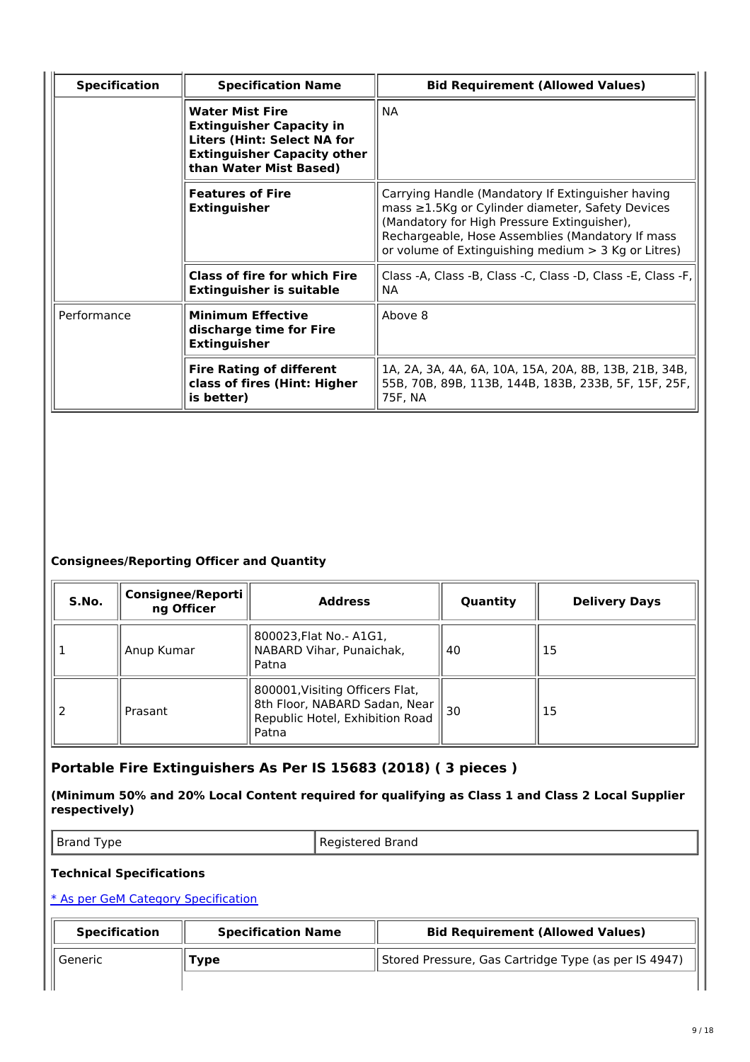| Specification | Specification Name | Bid Requirement (Allowed Values) |
|---|---|---|
| | **Water Mist Fire Extinguisher Capacity in Liters (Hint: Select NA for Extinguisher Capacity other than Water Mist Based)** | NA |
| | **Features of Fire Extinguisher** | Carrying Handle (Mandatory If Extinguisher having mass ≥1.5Kg or Cylinder diameter, Safety Devices (Mandatory for High Pressure Extinguisher), Rechargeable, Hose Assemblies (Mandatory If mass or volume of Extinguishing medium > 3 Kg or Litres) |
| | **Class of fire for which Fire Extinguisher is suitable** | Class -A, Class -B, Class -C, Class -D, Class -E, Class -F, NA |
| Performance | **Minimum Effective discharge time for Fire Extinguisher** | Above 8 |
| | **Fire Rating of different class of fires (Hint: Higher is better)** | 1A, 2A, 3A, 4A, 6A, 10A, 15A, 20A, 8B, 13B, 21B, 34B, 55B, 70B, 89B, 113B, 144B, 183B, 233B, 5F, 15F, 25F, 75F, NA |

**Consignees/Reporting Officer and Quantity**

| S.No. | Consignee/Reporting Officer | Address | Quantity | Delivery Days |
|---|---|---|---|---|
| 1 | Anup Kumar | 800023,Flat No.- A1G1, NABARD Vihar, Punaichak, Patna | 40 | 15 |
| 2 | Prasant | 800001,Visiting Officers Flat, 8th Floor, NABARD Sadan, Near Republic Hotel, Exhibition Road Patna | 30 | 15 |

## Portable Fire Extinguishers As Per IS 15683 (2018) ( 3 pieces )

**(Minimum 50% and 20% Local Content required for qualifying as Class 1 and Class 2 Local Supplier respectively)**

| Brand Type | Registered Brand |
|---|---|

**Technical Specifications**

[* As per GeM Category Specification]

| Specification | Specification Name | Bid Requirement (Allowed Values) |
|---|---|---|
| Generic | **Type** | Stored Pressure, Gas Cartridge Type (as per IS 4947) |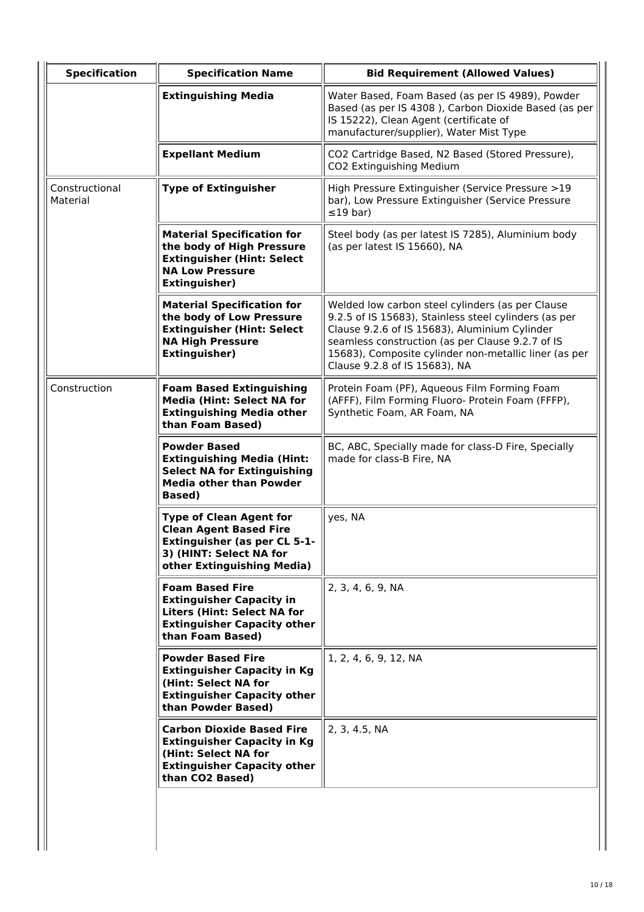| Specification | Specification Name | Bid Requirement (Allowed Values) |
| --- | --- | --- |
| | **Extinguishing Media** | Water Based, Foam Based (as per IS 4989), Powder Based (as per IS 4308 ), Carbon Dioxide Based (as per IS 15222), Clean Agent (certificate of manufacturer/supplier), Water Mist Type |
| | **Expellant Medium** | CO2 Cartridge Based, N2 Based (Stored Pressure), CO2 Extinguishing Medium |
| Constructional Material | **Type of Extinguisher** | High Pressure Extinguisher (Service Pressure >19 bar), Low Pressure Extinguisher (Service Pressure ≤19 bar) |
| | **Material Specification for the body of High Pressure Extinguisher (Hint: Select NA Low Pressure Extinguisher)** | Steel body (as per latest IS 7285), Aluminium body (as per latest IS 15660), NA |
| | **Material Specification for the body of Low Pressure Extinguisher (Hint: Select NA High Pressure Extinguisher)** | Welded low carbon steel cylinders (as per Clause 9.2.5 of IS 15683), Stainless steel cylinders (as per Clause 9.2.6 of IS 15683), Aluminium Cylinder seamless construction (as per Clause 9.2.7 of IS 15683), Composite cylinder non-metallic liner (as per Clause 9.2.8 of IS 15683), NA |
| Construction | **Foam Based Extinguishing Media (Hint: Select NA for Extinguishing Media other than Foam Based)** | Protein Foam (PF), Aqueous Film Forming Foam (AFFF), Film Forming Fluoro- Protein Foam (FFFP), Synthetic Foam, AR Foam, NA |
| | **Powder Based Extinguishing Media (Hint: Select NA for Extinguishing Media other than Powder Based)** | BC, ABC, Specially made for class-D Fire, Specially made for class-B Fire, NA |
| | **Type of Clean Agent for Clean Agent Based Fire Extinguisher (as per CL 5-1-3) (HINT: Select NA for other Extinguishing Media)** | yes, NA |
| | **Foam Based Fire Extinguisher Capacity in Liters (Hint: Select NA for Extinguisher Capacity other than Foam Based)** | 2, 3, 4, 6, 9, NA |
| | **Powder Based Fire Extinguisher Capacity in Kg (Hint: Select NA for Extinguisher Capacity other than Powder Based)** | 1, 2, 4, 6, 9, 12, NA |
| | **Carbon Dioxide Based Fire Extinguisher Capacity in Kg (Hint: Select NA for Extinguisher Capacity other than CO2 Based)** | 2, 3, 4.5, NA |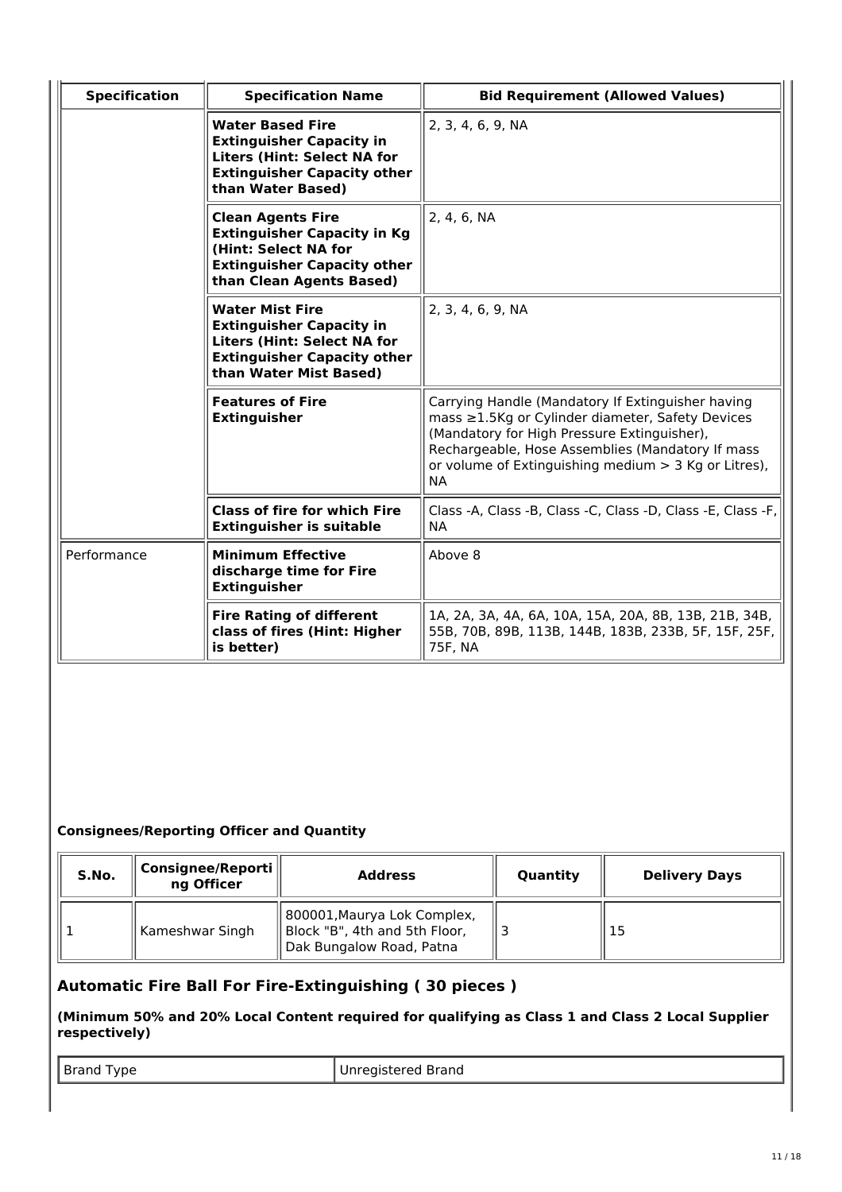| Specification | Specification Name | Bid Requirement (Allowed Values) |
| --- | --- | --- |
| | **Water Based Fire Extinguisher Capacity in Liters (Hint: Select NA for Extinguisher Capacity other than Water Based)** | 2, 3, 4, 6, 9, NA |
| | **Clean Agents Fire Extinguisher Capacity in Kg (Hint: Select NA for Extinguisher Capacity other than Clean Agents Based)** | 2, 4, 6, NA |
| | **Water Mist Fire Extinguisher Capacity in Liters (Hint: Select NA for Extinguisher Capacity other than Water Mist Based)** | 2, 3, 4, 6, 9, NA |
| | **Features of Fire Extinguisher** | Carrying Handle (Mandatory If Extinguisher having mass ≥1.5Kg or Cylinder diameter, Safety Devices (Mandatory for High Pressure Extinguisher), Rechargeable, Hose Assemblies (Mandatory If mass or volume of Extinguishing medium > 3 Kg or Litres), NA |
| | **Class of fire for which Fire Extinguisher is suitable** | Class -A, Class -B, Class -C, Class -D, Class -E, Class -F, NA |
| Performance | **Minimum Effective discharge time for Fire Extinguisher** | Above 8 |
| | **Fire Rating of different class of fires (Hint: Higher is better)** | 1A, 2A, 3A, 4A, 6A, 10A, 15A, 20A, 8B, 13B, 21B, 34B, 55B, 70B, 89B, 113B, 144B, 183B, 233B, 5F, 15F, 25F, 75F, NA |

**Consignees/Reporting Officer and Quantity**

| S.No. | Consignee/Reporting Officer | Address | Quantity | Delivery Days |
| --- | --- | --- | --- | --- |
| 1 | Kameshwar Singh | 800001,Maurya Lok Complex, Block "B", 4th and 5th Floor, Dak Bungalow Road, Patna | 3 | 15 |

## Automatic Fire Ball For Fire-Extinguishing ( 30 pieces )

**(Minimum 50% and 20% Local Content required for qualifying as Class 1 and Class 2 Local Supplier respectively)**

| Brand Type | Unregistered Brand |
| --- | --- |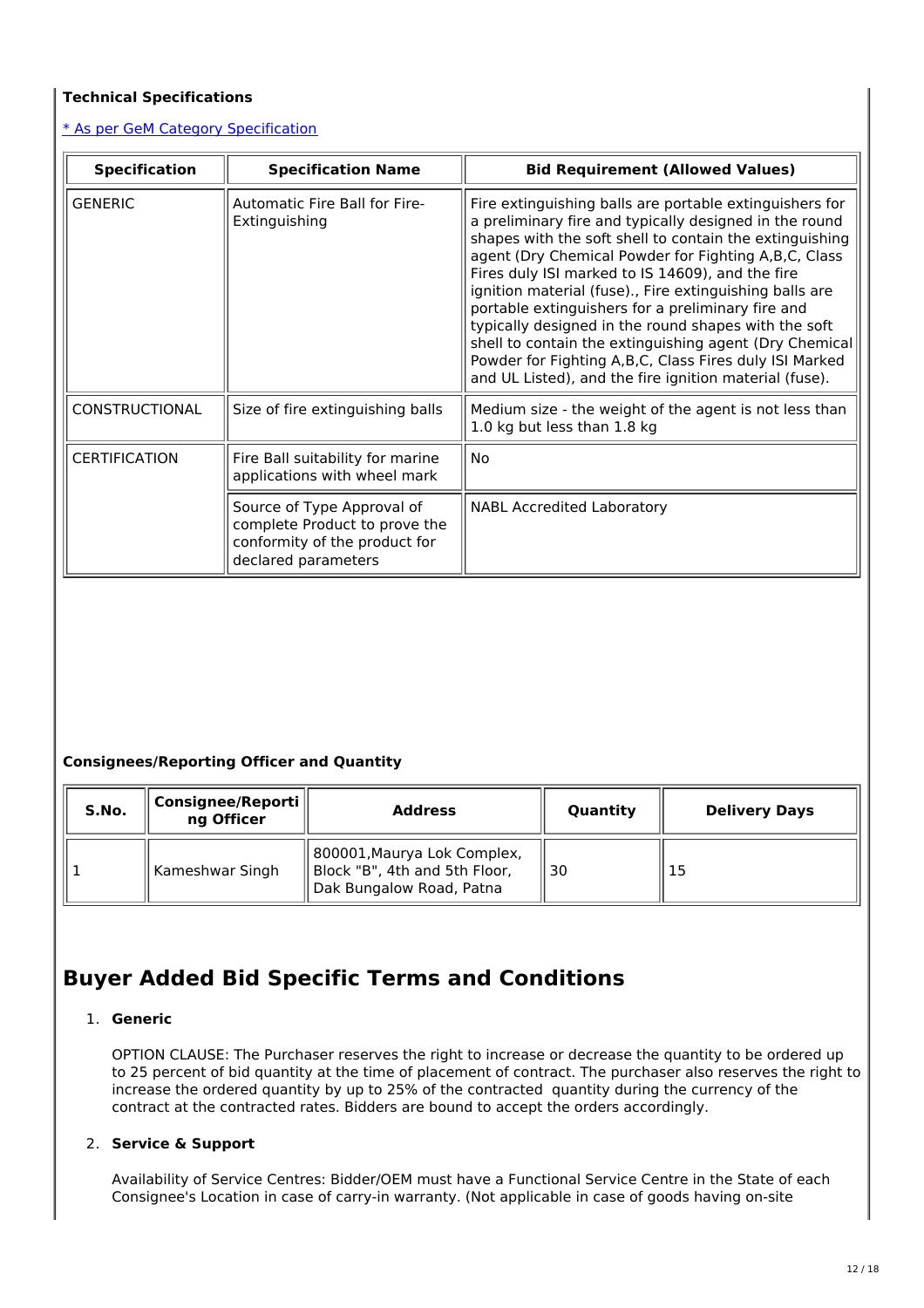### Technical Specifications

[* As per GeM Category Specification]

| Specification | Specification Name | Bid Requirement (Allowed Values) |
|---|---|---|
| GENERIC | Automatic Fire Ball for Fire-Extinguishing | Fire extinguishing balls are portable extinguishers for a preliminary fire and typically designed in the round shapes with the soft shell to contain the extinguishing agent (Dry Chemical Powder for Fighting A,B,C, Class Fires duly ISI marked to IS 14609), and the fire ignition material (fuse)., Fire extinguishing balls are portable extinguishers for a preliminary fire and typically designed in the round shapes with the soft shell to contain the extinguishing agent (Dry Chemical Powder for Fighting A,B,C, Class Fires duly ISI Marked and UL Listed), and the fire ignition material (fuse). |
| CONSTRUCTIONAL | Size of fire extinguishing balls | Medium size - the weight of the agent is not less than 1.0 kg but less than 1.8 kg |
| CERTIFICATION | Fire Ball suitability for marine applications with wheel mark | No |
| | Source of Type Approval of complete Product to prove the conformity of the product for declared parameters | NABL Accredited Laboratory |

### Consignees/Reporting Officer and Quantity

| S.No. | Consignee/Reporting Officer | Address | Quantity | Delivery Days |
|---|---|---|---|---|
| 1 | Kameshwar Singh | 800001,Maurya Lok Complex, Block "B", 4th and 5th Floor, Dak Bungalow Road, Patna | 30 | 15 |

# Buyer Added Bid Specific Terms and Conditions

1. **Generic**

   OPTION CLAUSE: The Purchaser reserves the right to increase or decrease the quantity to be ordered up to 25 percent of bid quantity at the time of placement of contract. The purchaser also reserves the right to increase the ordered quantity by up to 25% of the contracted quantity during the currency of the contract at the contracted rates. Bidders are bound to accept the orders accordingly.

2. **Service & Support**

   Availability of Service Centres: Bidder/OEM must have a Functional Service Centre in the State of each Consignee's Location in case of carry-in warranty. (Not applicable in case of goods having on-site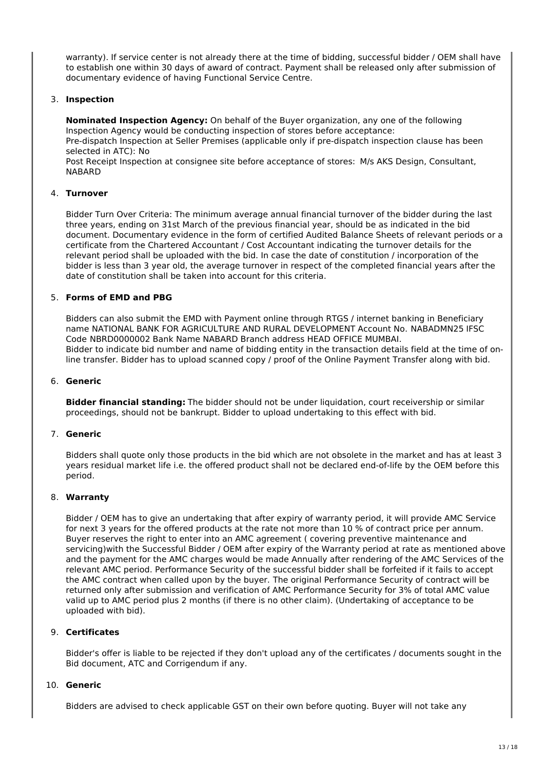warranty). If service center is not already there at the time of bidding, successful bidder / OEM shall have to establish one within 30 days of award of contract. Payment shall be released only after submission of documentary evidence of having Functional Service Centre.

3. **Inspection**

   **Nominated Inspection Agency:** On behalf of the Buyer organization, any one of the following Inspection Agency would be conducting inspection of stores before acceptance:
   Pre-dispatch Inspection at Seller Premises (applicable only if pre-dispatch inspection clause has been selected in ATC): No
   Post Receipt Inspection at consignee site before acceptance of stores: M/s AKS Design, Consultant, NABARD

4. **Turnover**

   Bidder Turn Over Criteria: The minimum average annual financial turnover of the bidder during the last three years, ending on 31st March of the previous financial year, should be as indicated in the bid document. Documentary evidence in the form of certified Audited Balance Sheets of relevant periods or a certificate from the Chartered Accountant / Cost Accountant indicating the turnover details for the relevant period shall be uploaded with the bid. In case the date of constitution / incorporation of the bidder is less than 3 year old, the average turnover in respect of the completed financial years after the date of constitution shall be taken into account for this criteria.

5. **Forms of EMD and PBG**

   Bidders can also submit the EMD with Payment online through RTGS / internet banking in Beneficiary name NATIONAL BANK FOR AGRICULTURE AND RURAL DEVELOPMENT Account No. NABADMN25 IFSC Code NBRD0000002 Bank Name NABARD Branch address HEAD OFFICE MUMBAI.
   Bidder to indicate bid number and name of bidding entity in the transaction details field at the time of on-line transfer. Bidder has to upload scanned copy / proof of the Online Payment Transfer along with bid.

6. **Generic**

   **Bidder financial standing:** The bidder should not be under liquidation, court receivership or similar proceedings, should not be bankrupt. Bidder to upload undertaking to this effect with bid.

7. **Generic**

   Bidders shall quote only those products in the bid which are not obsolete in the market and has at least 3 years residual market life i.e. the offered product shall not be declared end-of-life by the OEM before this period.

8. **Warranty**

   Bidder / OEM has to give an undertaking that after expiry of warranty period, it will provide AMC Service for next 3 years for the offered products at the rate not more than 10 % of contract price per annum. Buyer reserves the right to enter into an AMC agreement ( covering preventive maintenance and servicing)with the Successful Bidder / OEM after expiry of the Warranty period at rate as mentioned above and the payment for the AMC charges would be made Annually after rendering of the AMC Services of the relevant AMC period. Performance Security of the successful bidder shall be forfeited if it fails to accept the AMC contract when called upon by the buyer. The original Performance Security of contract will be returned only after submission and verification of AMC Performance Security for 3% of total AMC value valid up to AMC period plus 2 months (if there is no other claim). (Undertaking of acceptance to be uploaded with bid).

9. **Certificates**

   Bidder's offer is liable to be rejected if they don't upload any of the certificates / documents sought in the Bid document, ATC and Corrigendum if any.

10. **Generic**

    Bidders are advised to check applicable GST on their own before quoting. Buyer will not take any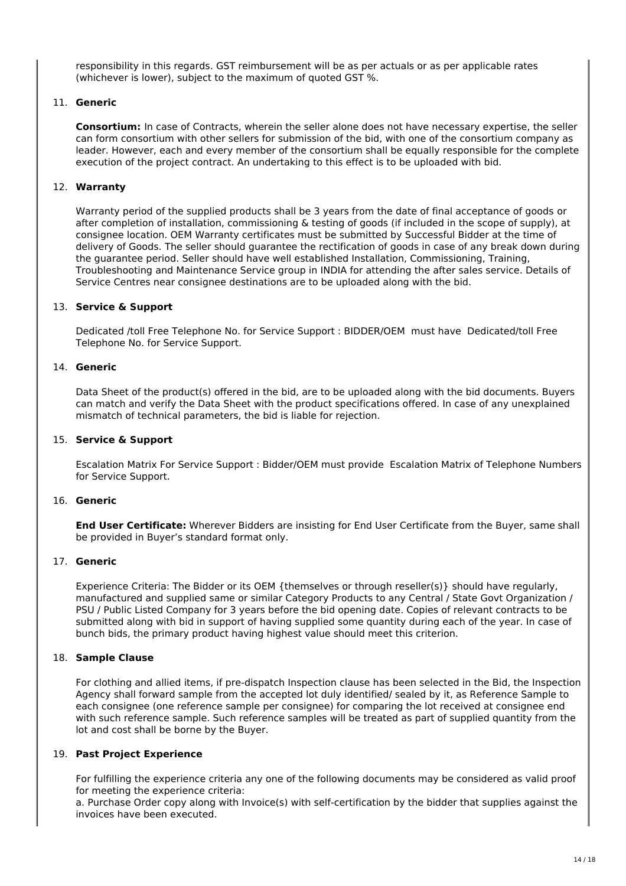responsibility in this regards. GST reimbursement will be as per actuals or as per applicable rates (whichever is lower), subject to the maximum of quoted GST %.

11. **Generic**

    **Consortium:** In case of Contracts, wherein the seller alone does not have necessary expertise, the seller can form consortium with other sellers for submission of the bid, with one of the consortium company as leader. However, each and every member of the consortium shall be equally responsible for the complete execution of the project contract. An undertaking to this effect is to be uploaded with bid.

12. **Warranty**

    Warranty period of the supplied products shall be 3 years from the date of final acceptance of goods or after completion of installation, commissioning & testing of goods (if included in the scope of supply), at consignee location. OEM Warranty certificates must be submitted by Successful Bidder at the time of delivery of Goods. The seller should guarantee the rectification of goods in case of any break down during the guarantee period. Seller should have well established Installation, Commissioning, Training, Troubleshooting and Maintenance Service group in INDIA for attending the after sales service. Details of Service Centres near consignee destinations are to be uploaded along with the bid.

13. **Service & Support**

    Dedicated /toll Free Telephone No. for Service Support : BIDDER/OEM must have Dedicated/toll Free Telephone No. for Service Support.

14. **Generic**

    Data Sheet of the product(s) offered in the bid, are to be uploaded along with the bid documents. Buyers can match and verify the Data Sheet with the product specifications offered. In case of any unexplained mismatch of technical parameters, the bid is liable for rejection.

15. **Service & Support**

    Escalation Matrix For Service Support : Bidder/OEM must provide Escalation Matrix of Telephone Numbers for Service Support.

16. **Generic**

    **End User Certificate:** Wherever Bidders are insisting for End User Certificate from the Buyer, same shall be provided in Buyer's standard format only.

17. **Generic**

    Experience Criteria: The Bidder or its OEM {themselves or through reseller(s)} should have regularly, manufactured and supplied same or similar Category Products to any Central / State Govt Organization / PSU / Public Listed Company for 3 years before the bid opening date. Copies of relevant contracts to be submitted along with bid in support of having supplied some quantity during each of the year. In case of bunch bids, the primary product having highest value should meet this criterion.

18. **Sample Clause**

    For clothing and allied items, if pre-dispatch Inspection clause has been selected in the Bid, the Inspection Agency shall forward sample from the accepted lot duly identified/ sealed by it, as Reference Sample to each consignee (one reference sample per consignee) for comparing the lot received at consignee end with such reference sample. Such reference samples will be treated as part of supplied quantity from the lot and cost shall be borne by the Buyer.

19. **Past Project Experience**

    For fulfilling the experience criteria any one of the following documents may be considered as valid proof for meeting the experience criteria:
    a. Purchase Order copy along with Invoice(s) with self-certification by the bidder that supplies against the invoices have been executed.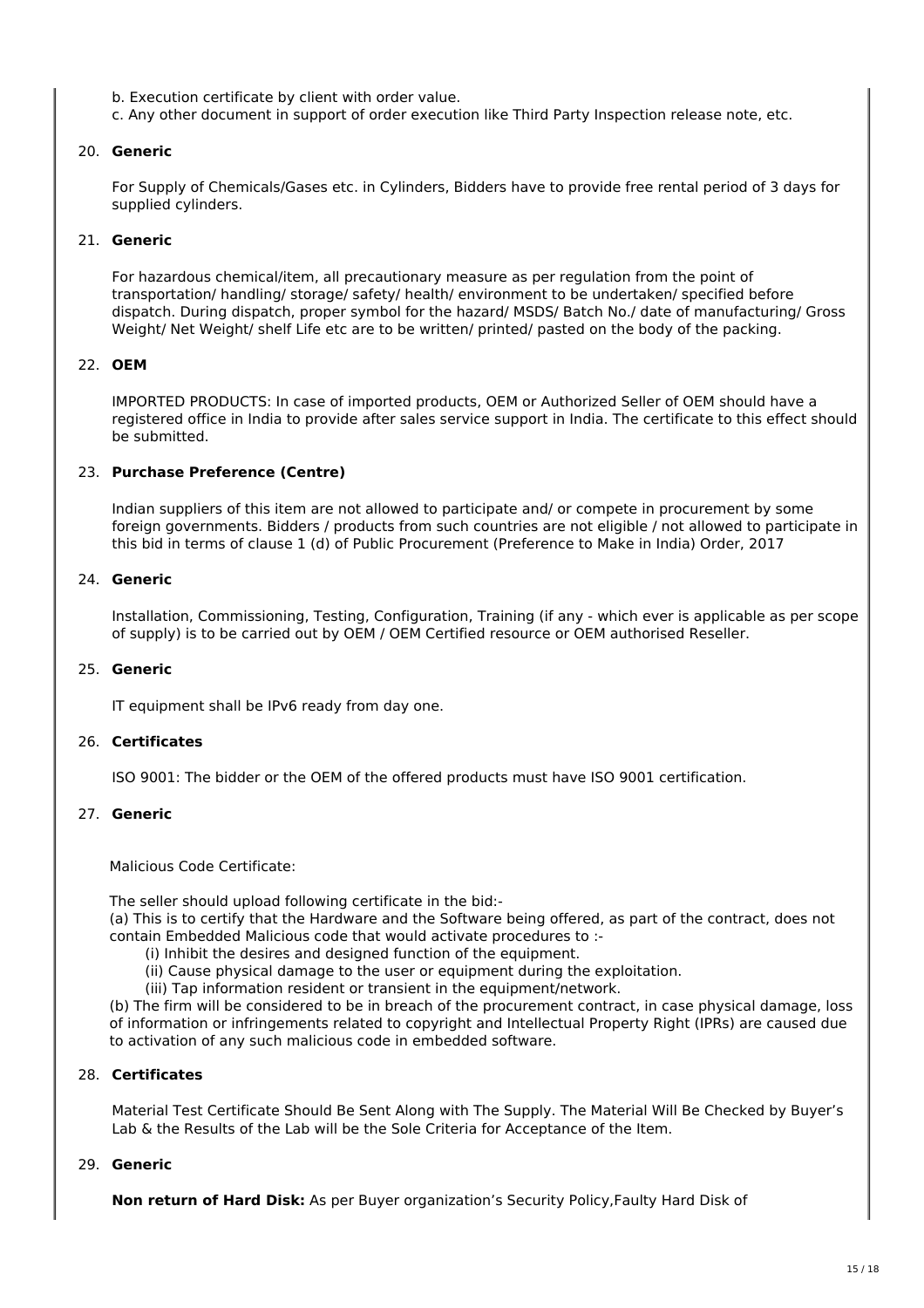b. Execution certificate by client with order value.
c. Any other document in support of order execution like Third Party Inspection release note, etc.

20. **Generic**

For Supply of Chemicals/Gases etc. in Cylinders, Bidders have to provide free rental period of 3 days for supplied cylinders.

21. **Generic**

For hazardous chemical/item, all precautionary measure as per regulation from the point of transportation/ handling/ storage/ safety/ health/ environment to be undertaken/ specified before dispatch. During dispatch, proper symbol for the hazard/ MSDS/ Batch No./ date of manufacturing/ Gross Weight/ Net Weight/ shelf Life etc are to be written/ printed/ pasted on the body of the packing.

22. **OEM**

IMPORTED PRODUCTS: In case of imported products, OEM or Authorized Seller of OEM should have a registered office in India to provide after sales service support in India. The certificate to this effect should be submitted.

23. **Purchase Preference (Centre)**

Indian suppliers of this item are not allowed to participate and/ or compete in procurement by some foreign governments. Bidders / products from such countries are not eligible / not allowed to participate in this bid in terms of clause 1 (d) of Public Procurement (Preference to Make in India) Order, 2017

24. **Generic**

Installation, Commissioning, Testing, Configuration, Training (if any - which ever is applicable as per scope of supply) is to be carried out by OEM / OEM Certified resource or OEM authorised Reseller.

25. **Generic**

IT equipment shall be IPv6 ready from day one.

26. **Certificates**

ISO 9001: The bidder or the OEM of the offered products must have ISO 9001 certification.

27. **Generic**

Malicious Code Certificate:

The seller should upload following certificate in the bid:-
(a) This is to certify that the Hardware and the Software being offered, as part of the contract, does not contain Embedded Malicious code that would activate procedures to :-
 (i) Inhibit the desires and designed function of the equipment.
 (ii) Cause physical damage to the user or equipment during the exploitation.
 (iii) Tap information resident or transient in the equipment/network.
(b) The firm will be considered to be in breach of the procurement contract, in case physical damage, loss of information or infringements related to copyright and Intellectual Property Right (IPRs) are caused due to activation of any such malicious code in embedded software.

28. **Certificates**

Material Test Certificate Should Be Sent Along with The Supply. The Material Will Be Checked by Buyer's Lab & the Results of the Lab will be the Sole Criteria for Acceptance of the Item.

29. **Generic**

**Non return of Hard Disk:** As per Buyer organization's Security Policy,Faulty Hard Disk of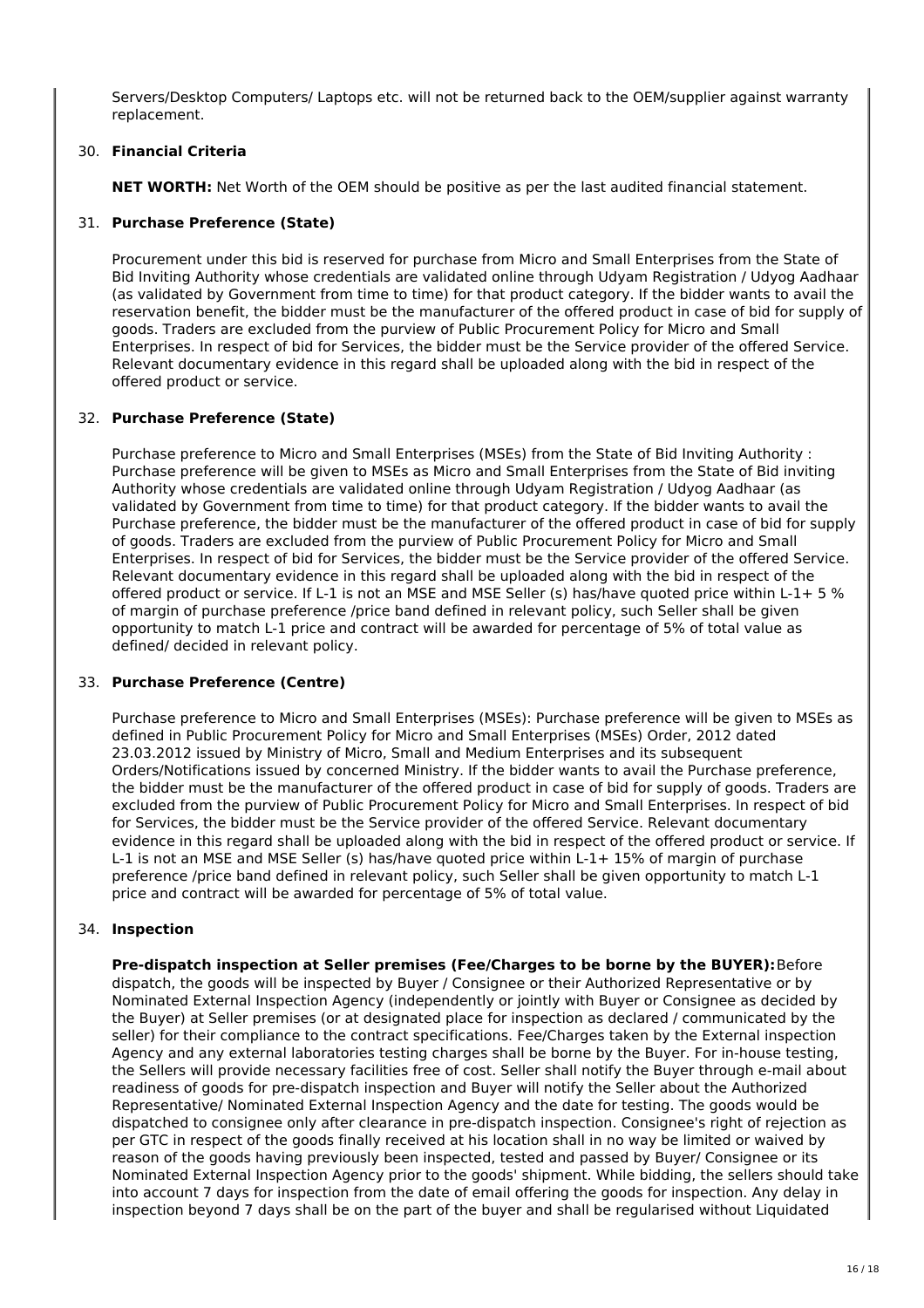Servers/Desktop Computers/ Laptops etc. will not be returned back to the OEM/supplier against warranty replacement.

30. **Financial Criteria**

    **NET WORTH:** Net Worth of the OEM should be positive as per the last audited financial statement.

31. **Purchase Preference (State)**

    Procurement under this bid is reserved for purchase from Micro and Small Enterprises from the State of Bid Inviting Authority whose credentials are validated online through Udyam Registration / Udyog Aadhaar (as validated by Government from time to time) for that product category. If the bidder wants to avail the reservation benefit, the bidder must be the manufacturer of the offered product in case of bid for supply of goods. Traders are excluded from the purview of Public Procurement Policy for Micro and Small Enterprises. In respect of bid for Services, the bidder must be the Service provider of the offered Service. Relevant documentary evidence in this regard shall be uploaded along with the bid in respect of the offered product or service.

32. **Purchase Preference (State)**

    Purchase preference to Micro and Small Enterprises (MSEs) from the State of Bid Inviting Authority : Purchase preference will be given to MSEs as Micro and Small Enterprises from the State of Bid inviting Authority whose credentials are validated online through Udyam Registration / Udyog Aadhaar (as validated by Government from time to time) for that product category. If the bidder wants to avail the Purchase preference, the bidder must be the manufacturer of the offered product in case of bid for supply of goods. Traders are excluded from the purview of Public Procurement Policy for Micro and Small Enterprises. In respect of bid for Services, the bidder must be the Service provider of the offered Service. Relevant documentary evidence in this regard shall be uploaded along with the bid in respect of the offered product or service. If L-1 is not an MSE and MSE Seller (s) has/have quoted price within L-1+ 5 % of margin of purchase preference /price band defined in relevant policy, such Seller shall be given opportunity to match L-1 price and contract will be awarded for percentage of 5% of total value as defined/ decided in relevant policy.

33. **Purchase Preference (Centre)**

    Purchase preference to Micro and Small Enterprises (MSEs): Purchase preference will be given to MSEs as defined in Public Procurement Policy for Micro and Small Enterprises (MSEs) Order, 2012 dated 23.03.2012 issued by Ministry of Micro, Small and Medium Enterprises and its subsequent Orders/Notifications issued by concerned Ministry. If the bidder wants to avail the Purchase preference, the bidder must be the manufacturer of the offered product in case of bid for supply of goods. Traders are excluded from the purview of Public Procurement Policy for Micro and Small Enterprises. In respect of bid for Services, the bidder must be the Service provider of the offered Service. Relevant documentary evidence in this regard shall be uploaded along with the bid in respect of the offered product or service. If L-1 is not an MSE and MSE Seller (s) has/have quoted price within L-1+ 15% of margin of purchase preference /price band defined in relevant policy, such Seller shall be given opportunity to match L-1 price and contract will be awarded for percentage of 5% of total value.

34. **Inspection**

    **Pre-dispatch inspection at Seller premises (Fee/Charges to be borne by the BUYER):** Before dispatch, the goods will be inspected by Buyer / Consignee or their Authorized Representative or by Nominated External Inspection Agency (independently or jointly with Buyer or Consignee as decided by the Buyer) at Seller premises (or at designated place for inspection as declared / communicated by the seller) for their compliance to the contract specifications. Fee/Charges taken by the External inspection Agency and any external laboratories testing charges shall be borne by the Buyer. For in-house testing, the Sellers will provide necessary facilities free of cost. Seller shall notify the Buyer through e-mail about readiness of goods for pre-dispatch inspection and Buyer will notify the Seller about the Authorized Representative/ Nominated External Inspection Agency and the date for testing. The goods would be dispatched to consignee only after clearance in pre-dispatch inspection. Consignee's right of rejection as per GTC in respect of the goods finally received at his location shall in no way be limited or waived by reason of the goods having previously been inspected, tested and passed by Buyer/ Consignee or its Nominated External Inspection Agency prior to the goods' shipment. While bidding, the sellers should take into account 7 days for inspection from the date of email offering the goods for inspection. Any delay in inspection beyond 7 days shall be on the part of the buyer and shall be regularised without Liquidated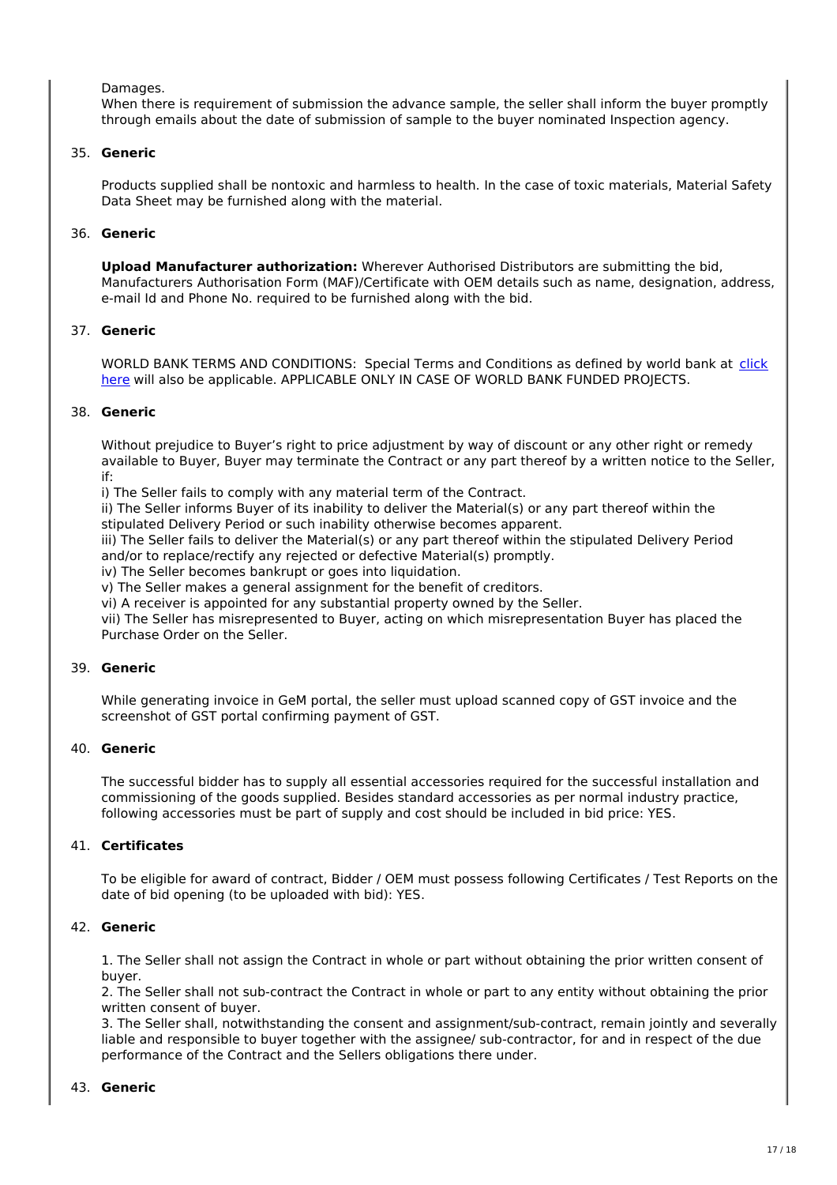Damages.

When there is requirement of submission the advance sample, the seller shall inform the buyer promptly through emails about the date of submission of sample to the buyer nominated Inspection agency.

35. **Generic**

Products supplied shall be nontoxic and harmless to health. In the case of toxic materials, Material Safety Data Sheet may be furnished along with the material.

36. **Generic**

**Upload Manufacturer authorization:** Wherever Authorised Distributors are submitting the bid, Manufacturers Authorisation Form (MAF)/Certificate with OEM details such as name, designation, address, e-mail Id and Phone No. required to be furnished along with the bid.

37. **Generic**

WORLD BANK TERMS AND CONDITIONS: Special Terms and Conditions as defined by world bank at click here will also be applicable. APPLICABLE ONLY IN CASE OF WORLD BANK FUNDED PROJECTS.

38. **Generic**

Without prejudice to Buyer's right to price adjustment by way of discount or any other right or remedy available to Buyer, Buyer may terminate the Contract or any part thereof by a written notice to the Seller, if:

i) The Seller fails to comply with any material term of the Contract.
ii) The Seller informs Buyer of its inability to deliver the Material(s) or any part thereof within the stipulated Delivery Period or such inability otherwise becomes apparent.
iii) The Seller fails to deliver the Material(s) or any part thereof within the stipulated Delivery Period and/or to replace/rectify any rejected or defective Material(s) promptly.
iv) The Seller becomes bankrupt or goes into liquidation.
v) The Seller makes a general assignment for the benefit of creditors.
vi) A receiver is appointed for any substantial property owned by the Seller.
vii) The Seller has misrepresented to Buyer, acting on which misrepresentation Buyer has placed the Purchase Order on the Seller.

39. **Generic**

While generating invoice in GeM portal, the seller must upload scanned copy of GST invoice and the screenshot of GST portal confirming payment of GST.

40. **Generic**

The successful bidder has to supply all essential accessories required for the successful installation and commissioning of the goods supplied. Besides standard accessories as per normal industry practice, following accessories must be part of supply and cost should be included in bid price: YES.

41. **Certificates**

To be eligible for award of contract, Bidder / OEM must possess following Certificates / Test Reports on the date of bid opening (to be uploaded with bid): YES.

42. **Generic**

1. The Seller shall not assign the Contract in whole or part without obtaining the prior written consent of buyer.
2. The Seller shall not sub-contract the Contract in whole or part to any entity without obtaining the prior written consent of buyer.
3. The Seller shall, notwithstanding the consent and assignment/sub-contract, remain jointly and severally liable and responsible to buyer together with the assignee/ sub-contractor, for and in respect of the due performance of the Contract and the Sellers obligations there under.

43. **Generic**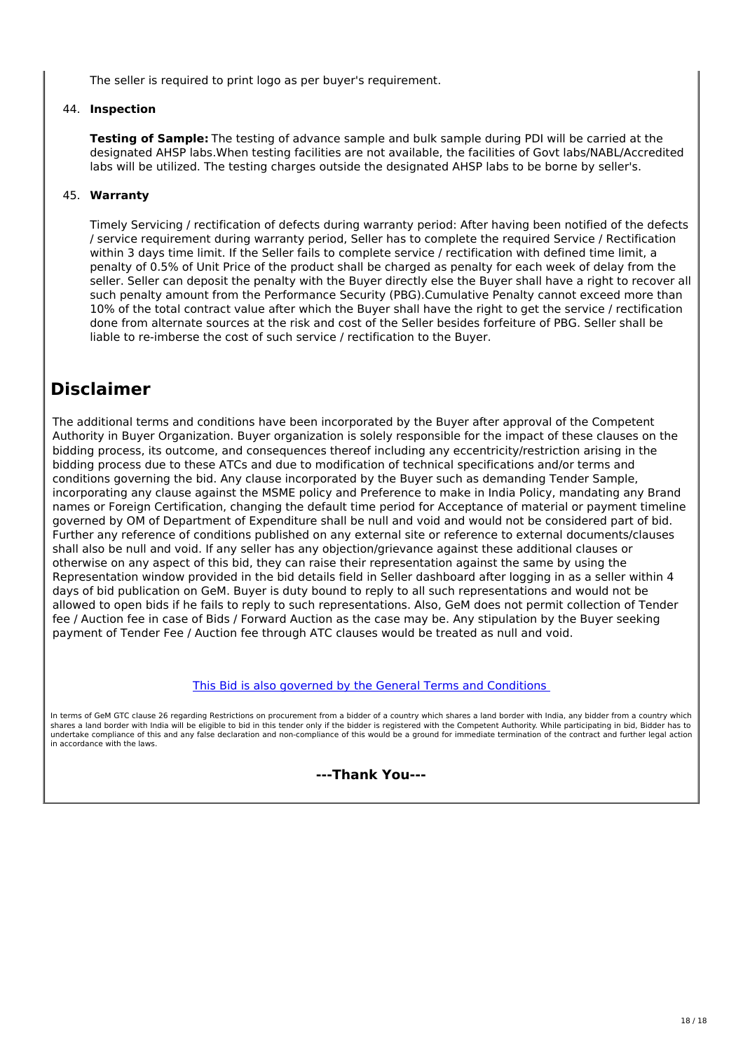The seller is required to print logo as per buyer's requirement.

44. **Inspection**

    **Testing of Sample:** The testing of advance sample and bulk sample during PDI will be carried at the designated AHSP labs.When testing facilities are not available, the facilities of Govt labs/NABL/Accredited labs will be utilized. The testing charges outside the designated AHSP labs to be borne by seller's.

45. **Warranty**

    Timely Servicing / rectification of defects during warranty period: After having been notified of the defects / service requirement during warranty period, Seller has to complete the required Service / Rectification within 3 days time limit. If the Seller fails to complete service / rectification with defined time limit, a penalty of 0.5% of Unit Price of the product shall be charged as penalty for each week of delay from the seller. Seller can deposit the penalty with the Buyer directly else the Buyer shall have a right to recover all such penalty amount from the Performance Security (PBG).Cumulative Penalty cannot exceed more than 10% of the total contract value after which the Buyer shall have the right to get the service / rectification done from alternate sources at the risk and cost of the Seller besides forfeiture of PBG. Seller shall be liable to re-imberse the cost of such service / rectification to the Buyer.

## Disclaimer

The additional terms and conditions have been incorporated by the Buyer after approval of the Competent Authority in Buyer Organization. Buyer organization is solely responsible for the impact of these clauses on the bidding process, its outcome, and consequences thereof including any eccentricity/restriction arising in the bidding process due to these ATCs and due to modification of technical specifications and/or terms and conditions governing the bid. Any clause incorporated by the Buyer such as demanding Tender Sample, incorporating any clause against the MSME policy and Preference to make in India Policy, mandating any Brand names or Foreign Certification, changing the default time period for Acceptance of material or payment timeline governed by OM of Department of Expenditure shall be null and void and would not be considered part of bid. Further any reference of conditions published on any external site or reference to external documents/clauses shall also be null and void. If any seller has any objection/grievance against these additional clauses or otherwise on any aspect of this bid, they can raise their representation against the same by using the Representation window provided in the bid details field in Seller dashboard after logging in as a seller within 4 days of bid publication on GeM. Buyer is duty bound to reply to all such representations and would not be allowed to open bids if he fails to reply to such representations. Also, GeM does not permit collection of Tender fee / Auction fee in case of Bids / Forward Auction as the case may be. Any stipulation by the Buyer seeking payment of Tender Fee / Auction fee through ATC clauses would be treated as null and void.

This Bid is also governed by the General Terms and Conditions

In terms of GeM GTC clause 26 regarding Restrictions on procurement from a bidder of a country which shares a land border with India, any bidder from a country which shares a land border with India will be eligible to bid in this tender only if the bidder is registered with the Competent Authority. While participating in bid, Bidder has to undertake compliance of this and any false declaration and non-compliance of this would be a ground for immediate termination of the contract and further legal action in accordance with the laws.

**---Thank You---**